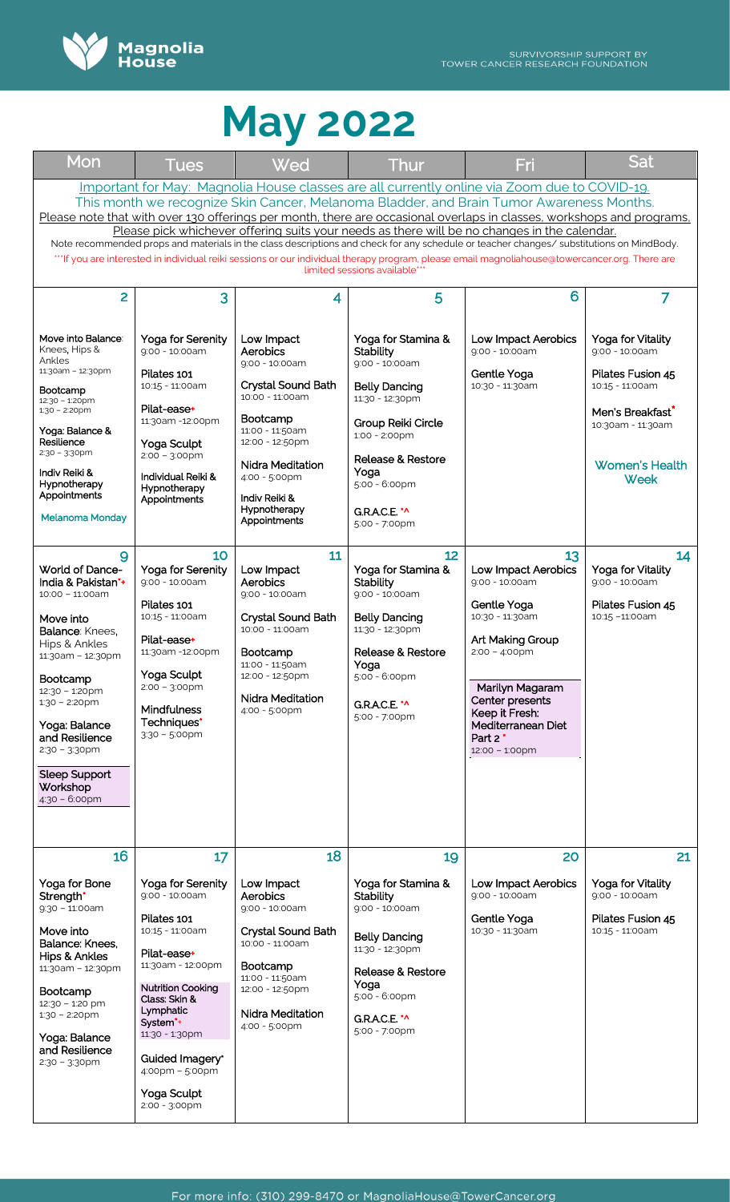Magnolia House

SURVIVORSHIP SUPPORT BY TOWER CANCER RESEARCH FOUNDATION

# May 2022

| Mon | Tues | Wed | Thur | Fri | Sat |
|---|---|---|---|---|---|

Important for May: Magnolia House classes are all currently online via Zoom due to COVID-19.
This month we recognize Skin Cancer, Melanoma Bladder, and Brain Tumor Awareness Months.
Please note that with over 130 offerings per month, there are occasional overlaps in classes, workshops and programs. Please pick whichever offering suits your needs as there will be no changes in the calendar.
Note recommended props and materials in the class descriptions and check for any schedule or teacher changes/ substitutions on MindBody.
***If you are interested in individual reiki sessions or our individual therapy program, please email magnoliahouse@towercancer.org. There are limited sessions available***

| Mon | Tues | Wed | Thur | Fri | Sat |
|---|---|---|---|---|---|
| **2**<br>Move into Balance: Knees, Hips & Ankles<br>11:30am – 12:30pm<br><br>Bootcamp<br>12:30 – 1:20pm<br>1:30 – 2:20pm<br><br>Yoga: Balance & Resilience<br>2:30 – 3:30pm<br><br>Indiv Reiki & Hypnotherapy Appointments<br><br>Melanoma Monday | **3**<br>Yoga for Serenity<br>9:00 - 10:00am<br><br>Pilates 101<br>10:15 - 11:00am<br><br>Pilat-ease+<br>11:30am -12:00pm<br><br>Yoga Sculpt<br>2:00 – 3:00pm<br><br>Individual Reiki & Hypnotherapy Appointments | **4**<br>Low Impact Aerobics<br>9:00 - 10:00am<br><br>Crystal Sound Bath<br>10:00 - 11:00am<br><br>Bootcamp<br>11:00 - 11:50am<br>12:00 - 12:50pm<br><br>Nidra Meditation<br>4:00 - 5:00pm<br><br>Indiv Reiki & Hypnotherapy Appointments | **5**<br>Yoga for Stamina & Stability<br>9:00 - 10:00am<br><br>Belly Dancing<br>11:30 - 12:30pm<br><br>Group Reiki Circle<br>1:00 - 2:00pm<br><br>Release & Restore Yoga<br>5:00 - 6:00pm<br><br>G.R.A.C.E. *^<br>5:00 - 7:00pm | **6**<br>Low Impact Aerobics<br>9:00 - 10:00am<br><br>Gentle Yoga<br>10:30 - 11:30am | **7**<br>Yoga for Vitality<br>9:00 - 10:00am<br><br>Pilates Fusion 45<br>10:15 - 11:00am<br><br>Men's Breakfast*<br>10:30am - 11:30am<br><br>Women's Health Week |
| **9**<br>World of Dance- India & Pakistan*+<br>10:00 – 11:00am<br><br>Move into Balance: Knees, Hips & Ankles<br>11:30am – 12:30pm<br><br>Bootcamp<br>12:30 – 1:20pm<br>1:30 – 2:20pm<br><br>Yoga: Balance and Resilience<br>2:30 – 3:30pm<br><br>Sleep Support Workshop<br>4:30 – 6:00pm | **10**<br>Yoga for Serenity<br>9:00 - 10:00am<br><br>Pilates 101<br>10:15 - 11:00am<br><br>Pilat-ease+<br>11:30am -12:00pm<br><br>Yoga Sculpt<br>2:00 – 3:00pm<br><br>Mindfulness Techniques*<br>3:30 – 5:00pm | **11**<br>Low Impact Aerobics<br>9:00 - 10:00am<br><br>Crystal Sound Bath<br>10:00 - 11:00am<br><br>Bootcamp<br>11:00 - 11:50am<br>12:00 - 12:50pm<br><br>Nidra Meditation<br>4:00 - 5:00pm | **12**<br>Yoga for Stamina & Stability<br>9:00 - 10:00am<br><br>Belly Dancing<br>11:30 - 12:30pm<br><br>Release & Restore Yoga<br>5:00 - 6:00pm<br><br>G.R.A.C.E. *^<br>5:00 - 7:00pm | **13**<br>Low Impact Aerobics<br>9:00 - 10:00am<br><br>Gentle Yoga<br>10:30 - 11:30am<br><br>Art Making Group<br>2:00 – 4:00pm<br><br>Marilyn Magaram Center presents Keep it Fresh: Mediterranean Diet Part 2 *<br>12:00 – 1:00pm | **14**<br>Yoga for Vitality<br>9:00 - 10:00am<br><br>Pilates Fusion 45<br>10:15 –11:00am |
| **16**<br>Yoga for Bone Strength*<br>9:30 – 11:00am<br><br>Move into Balance: Knees, Hips & Ankles<br>11:30am – 12:30pm<br><br>Bootcamp<br>12:30 – 1:20 pm<br>1:30 – 2:20pm<br><br>Yoga: Balance and Resilience<br>2:30 – 3:30pm | **17**<br>Yoga for Serenity<br>9:00 - 10:00am<br><br>Pilates 101<br>10:15 - 11:00am<br><br>Pilat-ease+<br>11:30am - 12:00pm<br><br>Nutrition Cooking Class: Skin & Lymphatic System*+<br>11:30 - 1:30pm<br><br>Guided Imagery*<br>4:00pm – 5:00pm<br><br>Yoga Sculpt<br>2:00 - 3:00pm | **18**<br>Low Impact Aerobics<br>9:00 - 10:00am<br><br>Crystal Sound Bath<br>10:00 - 11:00am<br><br>Bootcamp<br>11:00 - 11:50am<br>12:00 - 12:50pm<br><br>Nidra Meditation<br>4:00 - 5:00pm | **19**<br>Yoga for Stamina & Stability<br>9:00 - 10:00am<br><br>Belly Dancing<br>11:30 - 12:30pm<br><br>Release & Restore Yoga<br>5:00 - 6:00pm<br><br>G.R.A.C.E. *^<br>5:00 - 7:00pm | **20**<br>Low Impact Aerobics<br>9:00 - 10:00am<br><br>Gentle Yoga<br>10:30 - 11:30am | **21**<br>Yoga for Vitality<br>9:00 - 10:00am<br><br>Pilates Fusion 45<br>10:15 - 11:00am |

For more info: (310) 299-8470 or MagnoliaHouse@TowerCancer.org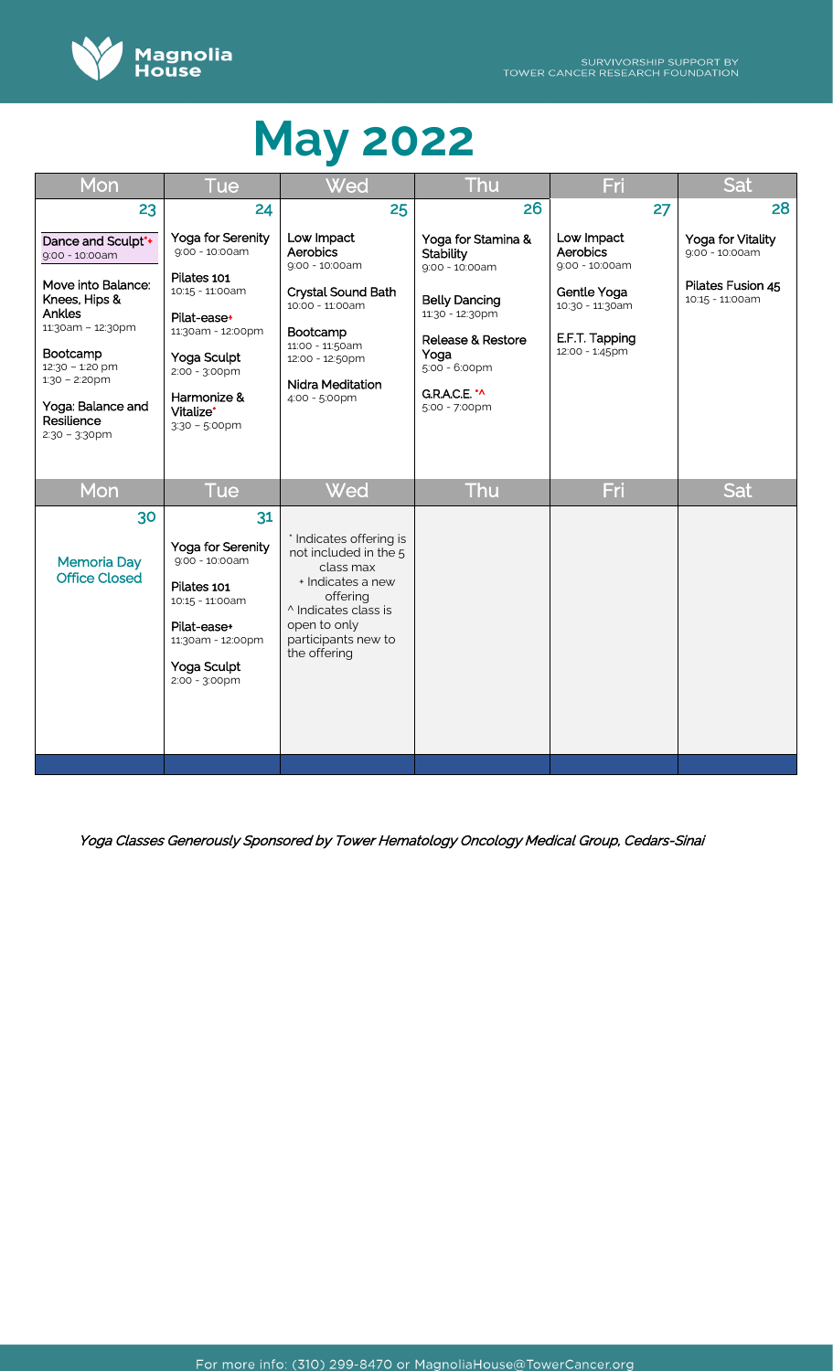# May 2022

| Mon | Tue | Wed | Thu | Fri | Sat |
|---|---|---|---|---|---|
| 23 | 24 | 25 | 26 | 27 | 28 |
| **Dance and Sculpt*+** 9:00 - 10:00am<br><br>**Move into Balance: Knees, Hips & Ankles** 11:30am – 12:30pm<br><br>**Bootcamp** 12:30 – 1:20 pm 1:30 – 2:20pm<br><br>**Yoga: Balance and Resilience** 2:30 – 3:30pm | **Yoga for Serenity** 9:00 - 10:00am<br><br>**Pilates 101** 10:15 - 11:00am<br><br>**Pilat-ease+** 11:30am - 12:00pm<br><br>**Yoga Sculpt** 2:00 - 3:00pm<br><br>**Harmonize & Vitalize*** 3:30 – 5:00pm | **Low Impact Aerobics** 9:00 - 10:00am<br><br>**Crystal Sound Bath** 10:00 - 11:00am<br><br>**Bootcamp** 11:00 - 11:50am 12:00 - 12:50pm<br><br>**Nidra Meditation** 4:00 - 5:00pm | **Yoga for Stamina & Stability** 9:00 - 10:00am<br><br>**Belly Dancing** 11:30 - 12:30pm<br><br>**Release & Restore Yoga** 5:00 - 6:00pm<br><br>**G.R.A.C.E. *^** 5:00 - 7:00pm | **Low Impact Aerobics** 9:00 - 10:00am<br><br>**Gentle Yoga** 10:30 - 11:30am<br><br>**E.F.T. Tapping** 12:00 - 1:45pm | **Yoga for Vitality** 9:00 - 10:00am<br><br>**Pilates Fusion 45** 10:15 - 11:00am |
| **Mon** | **Tue** | **Wed** | **Thu** | **Fri** | **Sat** |
| 30 | 31 | | | | |
| **Memoria Day Office Closed** | **Yoga for Serenity** 9:00 - 10:00am<br><br>**Pilates 101** 10:15 - 11:00am<br><br>**Pilat-ease+** 11:30am - 12:00pm<br><br>**Yoga Sculpt** 2:00 - 3:00pm | * Indicates offering is not included in the 5 class max<br>+ Indicates a new offering<br>^ Indicates class is open to only participants new to the offering | | | |

*Yoga Classes Generously Sponsored by Tower Hematology Oncology Medical Group, Cedars-Sinai*

For more info: (310) 299-8470 or MagnoliaHouse@TowerCancer.org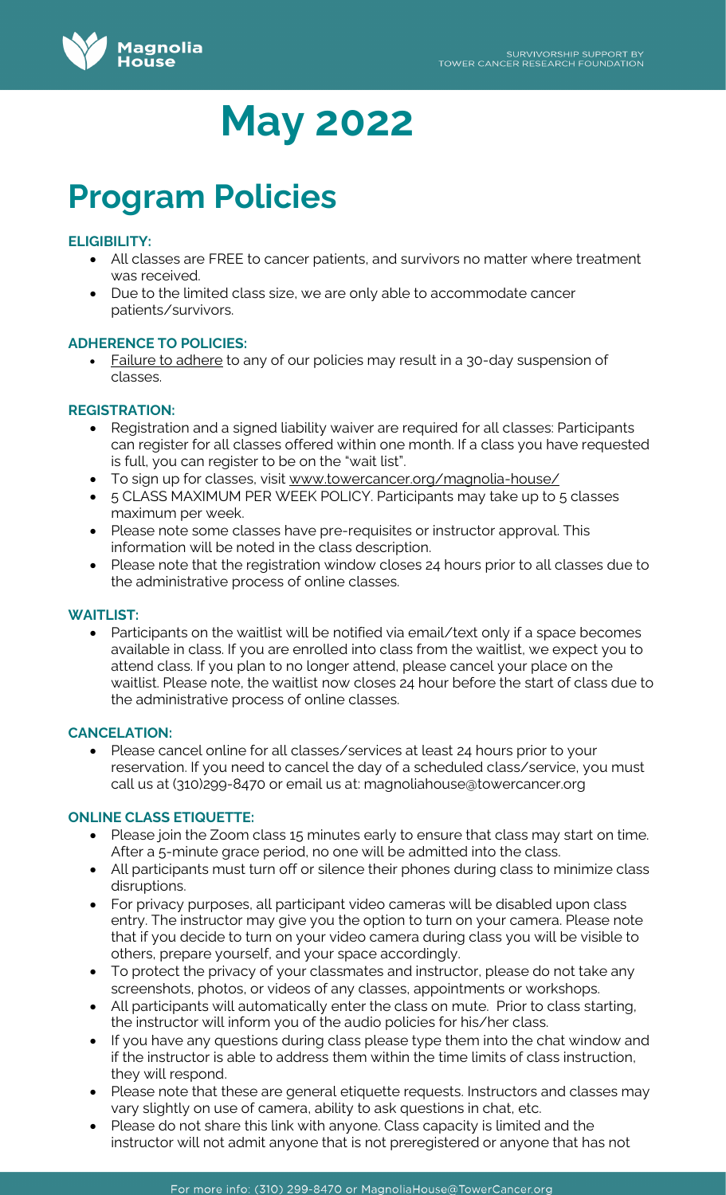# May 2022

# Program Policies

**ELIGIBILITY:**

- All classes are FREE to cancer patients, and survivors no matter where treatment was received.
- Due to the limited class size, we are only able to accommodate cancer patients/survivors.

**ADHERENCE TO POLICIES:**

- Failure to adhere to any of our policies may result in a 30-day suspension of classes.

**REGISTRATION:**

- Registration and a signed liability waiver are required for all classes: Participants can register for all classes offered within one month. If a class you have requested is full, you can register to be on the "wait list".
- To sign up for classes, visit www.towercancer.org/magnolia-house/
- 5 CLASS MAXIMUM PER WEEK POLICY. Participants may take up to 5 classes maximum per week.
- Please note some classes have pre-requisites or instructor approval. This information will be noted in the class description.
- Please note that the registration window closes 24 hours prior to all classes due to the administrative process of online classes.

**WAITLIST:**

- Participants on the waitlist will be notified via email/text only if a space becomes available in class. If you are enrolled into class from the waitlist, we expect you to attend class. If you plan to no longer attend, please cancel your place on the waitlist. Please note, the waitlist now closes 24 hour before the start of class due to the administrative process of online classes.

**CANCELATION:**

- Please cancel online for all classes/services at least 24 hours prior to your reservation. If you need to cancel the day of a scheduled class/service, you must call us at (310)299-8470 or email us at: magnoliahouse@towercancer.org

**ONLINE CLASS ETIQUETTE:**

- Please join the Zoom class 15 minutes early to ensure that class may start on time. After a 5-minute grace period, no one will be admitted into the class.
- All participants must turn off or silence their phones during class to minimize class disruptions.
- For privacy purposes, all participant video cameras will be disabled upon class entry. The instructor may give you the option to turn on your camera. Please note that if you decide to turn on your video camera during class you will be visible to others, prepare yourself, and your space accordingly.
- To protect the privacy of your classmates and instructor, please do not take any screenshots, photos, or videos of any classes, appointments or workshops.
- All participants will automatically enter the class on mute. Prior to class starting, the instructor will inform you of the audio policies for his/her class.
- If you have any questions during class please type them into the chat window and if the instructor is able to address them within the time limits of class instruction, they will respond.
- Please note that these are general etiquette requests. Instructors and classes may vary slightly on use of camera, ability to ask questions in chat, etc.
- Please do not share this link with anyone. Class capacity is limited and the instructor will not admit anyone that is not preregistered or anyone that has not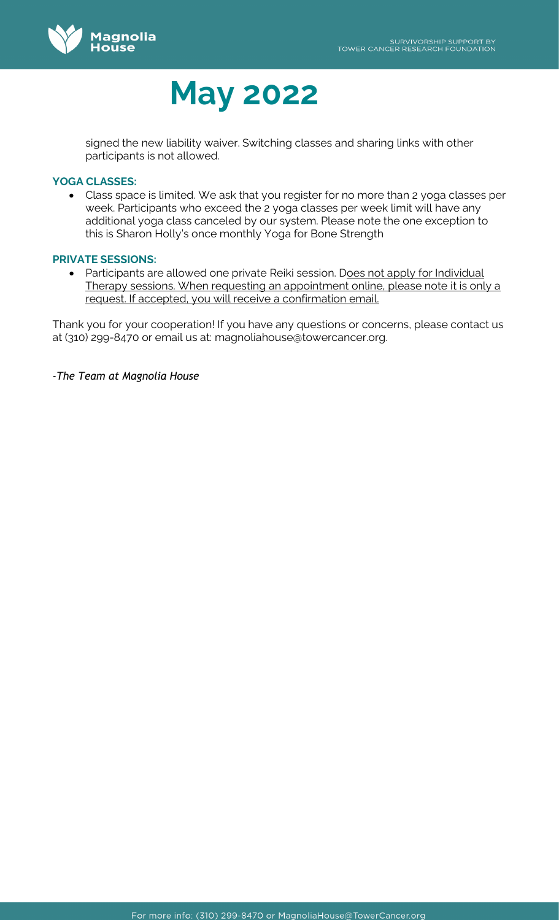# May 2022

signed the new liability waiver. Switching classes and sharing links with other participants is not allowed.

**YOGA CLASSES:**

- Class space is limited. We ask that you register for no more than 2 yoga classes per week. Participants who exceed the 2 yoga classes per week limit will have any additional yoga class canceled by our system. Please note the one exception to this is Sharon Holly's once monthly Yoga for Bone Strength

**PRIVATE SESSIONS:**

- Participants are allowed one private Reiki session. Does not apply for Individual Therapy sessions. When requesting an appointment online, please note it is only a request. If accepted, you will receive a confirmation email.

Thank you for your cooperation! If you have any questions or concerns, please contact us at (310) 299-8470 or email us at: magnoliahouse@towercancer.org.

*-The Team at Magnolia House*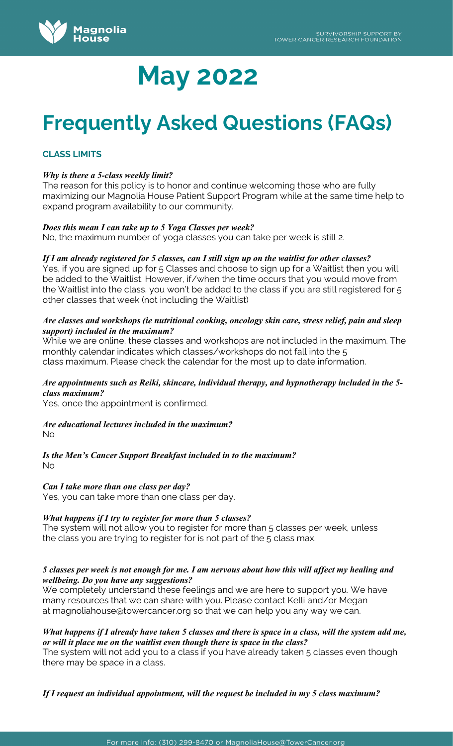# May 2022

# Frequently Asked Questions (FAQs)

### CLASS LIMITS

***Why is there a 5-class weekly limit?***

The reason for this policy is to honor and continue welcoming those who are fully maximizing our Magnolia House Patient Support Program while at the same time help to expand program availability to our community.

***Does this mean I can take up to 5 Yoga Classes per week?***

No, the maximum number of yoga classes you can take per week is still 2.

***If I am already registered for 5 classes, can I still sign up on the waitlist for other classes?***

Yes, if you are signed up for 5 Classes and choose to sign up for a Waitlist then you will be added to the Waitlist. However, if/when the time occurs that you would move from the Waitlist into the class, you won't be added to the class if you are still registered for 5 other classes that week (not including the Waitlist)

***Are classes and workshops (ie nutritional cooking, oncology skin care, stress relief, pain and sleep support) included in the maximum?***

While we are online, these classes and workshops are not included in the maximum. The monthly calendar indicates which classes/workshops do not fall into the 5 class maximum. Please check the calendar for the most up to date information.

***Are appointments such as Reiki, skincare, individual therapy, and hypnotherapy included in the 5-class maximum?***

Yes, once the appointment is confirmed.

***Are educational lectures included in the maximum?***

No

***Is the Men's Cancer Support Breakfast included in to the maximum?***

No

***Can I take more than one class per day?***

Yes, you can take more than one class per day.

***What happens if I try to register for more than 5 classes?***

The system will not allow you to register for more than 5 classes per week, unless the class you are trying to register for is not part of the 5 class max.

***5 classes per week is not enough for me. I am nervous about how this will affect my healing and wellbeing. Do you have any suggestions?***

We completely understand these feelings and we are here to support you. We have many resources that we can share with you. Please contact Kelli and/or Megan at magnoliahouse@towercancer.org so that we can help you any way we can.

***What happens if I already have taken 5 classes and there is space in a class, will the system add me, or will it place me on the waitlist even though there is space in the class?***

The system will not add you to a class if you have already taken 5 classes even though there may be space in a class.

***If I request an individual appointment, will the request be included in my 5 class maximum?***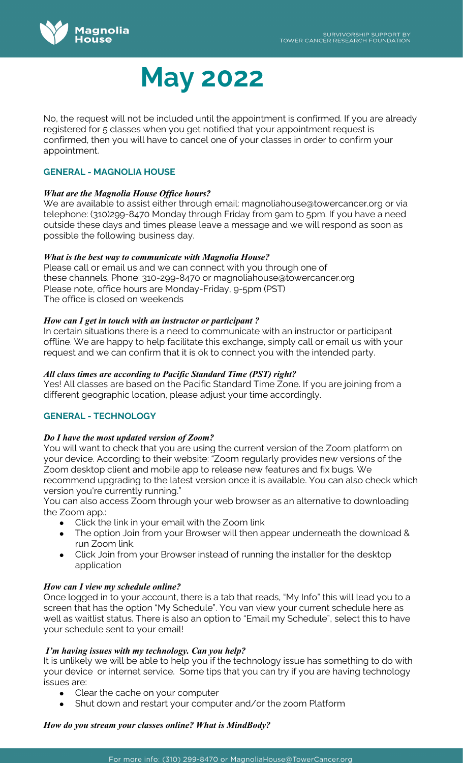# May 2022

No, the request will not be included until the appointment is confirmed. If you are already registered for 5 classes when you get notified that your appointment request is confirmed, then you will have to cancel one of your classes in order to confirm your appointment.

## GENERAL - MAGNOLIA HOUSE

***What are the Magnolia House Office hours?***

We are available to assist either through email: magnoliahouse@towercancer.org or via telephone: (310)299-8470 Monday through Friday from 9am to 5pm. If you have a need outside these days and times please leave a message and we will respond as soon as possible the following business day.

***What is the best way to communicate with Magnolia House?***

Please call or email us and we can connect with you through one of these channels. Phone: 310-299-8470 or magnoliahouse@towercancer.org
Please note, office hours are Monday-Friday, 9-5pm (PST)
The office is closed on weekends

***How can I get in touch with an instructor or participant ?***

In certain situations there is a need to communicate with an instructor or participant offline. We are happy to help facilitate this exchange, simply call or email us with your request and we can confirm that it is ok to connect you with the intended party.

***All class times are according to Pacific Standard Time (PST) right?***

Yes! All classes are based on the Pacific Standard Time Zone. If you are joining from a different geographic location, please adjust your time accordingly.

## GENERAL - TECHNOLOGY

***Do I have the most updated version of Zoom?***

You will want to check that you are using the current version of the Zoom platform on your device. According to their website: "Zoom regularly provides new versions of the Zoom desktop client and mobile app to release new features and fix bugs. We recommend upgrading to the latest version once it is available. You can also check which version you're currently running."

You can also access Zoom through your web browser as an alternative to downloading the Zoom app.:

- Click the link in your email with the Zoom link
- The option Join from your Browser will then appear underneath the download & run Zoom link.
- Click Join from your Browser instead of running the installer for the desktop application

***How can I view my schedule online?***

Once logged in to your account, there is a tab that reads, "My Info" this will lead you to a screen that has the option "My Schedule". You van view your current schedule here as well as waitlist status. There is also an option to "Email my Schedule", select this to have your schedule sent to your email!

***I'm having issues with my technology. Can you help?***

It is unlikely we will be able to help you if the technology issue has something to do with your device or internet service. Some tips that you can try if you are having technology issues are:

- Clear the cache on your computer
- Shut down and restart your computer and/or the zoom Platform

***How do you stream your classes online? What is MindBody?***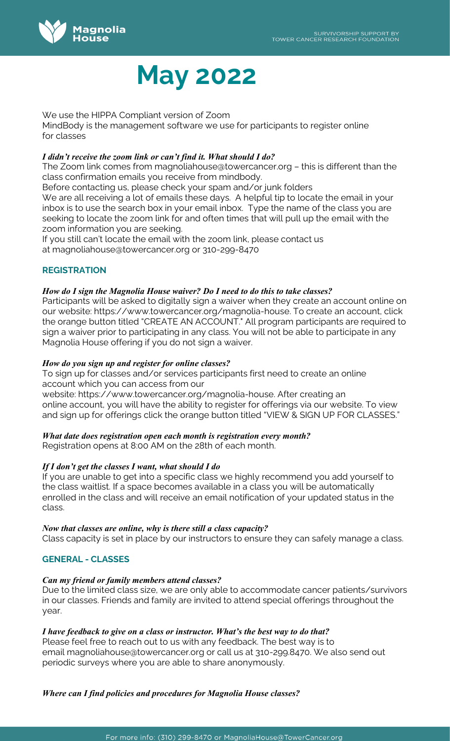# May 2022

We use the HIPPA Compliant version of Zoom

MindBody is the management software we use for participants to register online for classes

***I didn't receive the zoom link or can't find it. What should I do?***

The Zoom link comes from magnoliahouse@towercancer.org – this is different than the class confirmation emails you receive from mindbody.

Before contacting us, please check your spam and/or junk folders

We are all receiving a lot of emails these days. A helpful tip to locate the email in your inbox is to use the search box in your email inbox. Type the name of the class you are seeking to locate the zoom link for and often times that will pull up the email with the zoom information you are seeking.

If you still can't locate the email with the zoom link, please contact us at magnoliahouse@towercancer.org or 310-299-8470

## REGISTRATION

***How do I sign the Magnolia House waiver? Do I need to do this to take classes?***

Participants will be asked to digitally sign a waiver when they create an account online on our website: https://www.towercancer.org/magnolia-house. To create an account, click the orange button titled "CREATE AN ACCOUNT." All program participants are required to sign a waiver prior to participating in any class. You will not be able to participate in any Magnolia House offering if you do not sign a waiver.

***How do you sign up and register for online classes?***

To sign up for classes and/or services participants first need to create an online account which you can access from our website: https://www.towercancer.org/magnolia-house. After creating an online account, you will have the ability to register for offerings via our website. To view and sign up for offerings click the orange button titled "VIEW & SIGN UP FOR CLASSES."

***What date does registration open each month is registration every month?***

Registration opens at 8:00 AM on the 28th of each month.

***If I don't get the classes I want, what should I do***

If you are unable to get into a specific class we highly recommend you add yourself to the class waitlist. If a space becomes available in a class you will be automatically enrolled in the class and will receive an email notification of your updated status in the class.

***Now that classes are online, why is there still a class capacity?***

Class capacity is set in place by our instructors to ensure they can safely manage a class.

## GENERAL - CLASSES

***Can my friend or family members attend classes?***

Due to the limited class size, we are only able to accommodate cancer patients/survivors in our classes. Friends and family are invited to attend special offerings throughout the year.

***I have feedback to give on a class or instructor. What's the best way to do that?***

Please feel free to reach out to us with any feedback. The best way is to email magnoliahouse@towercancer.org or call us at 310-299.8470. We also send out periodic surveys where you are able to share anonymously.

***Where can I find policies and procedures for Magnolia House classes?***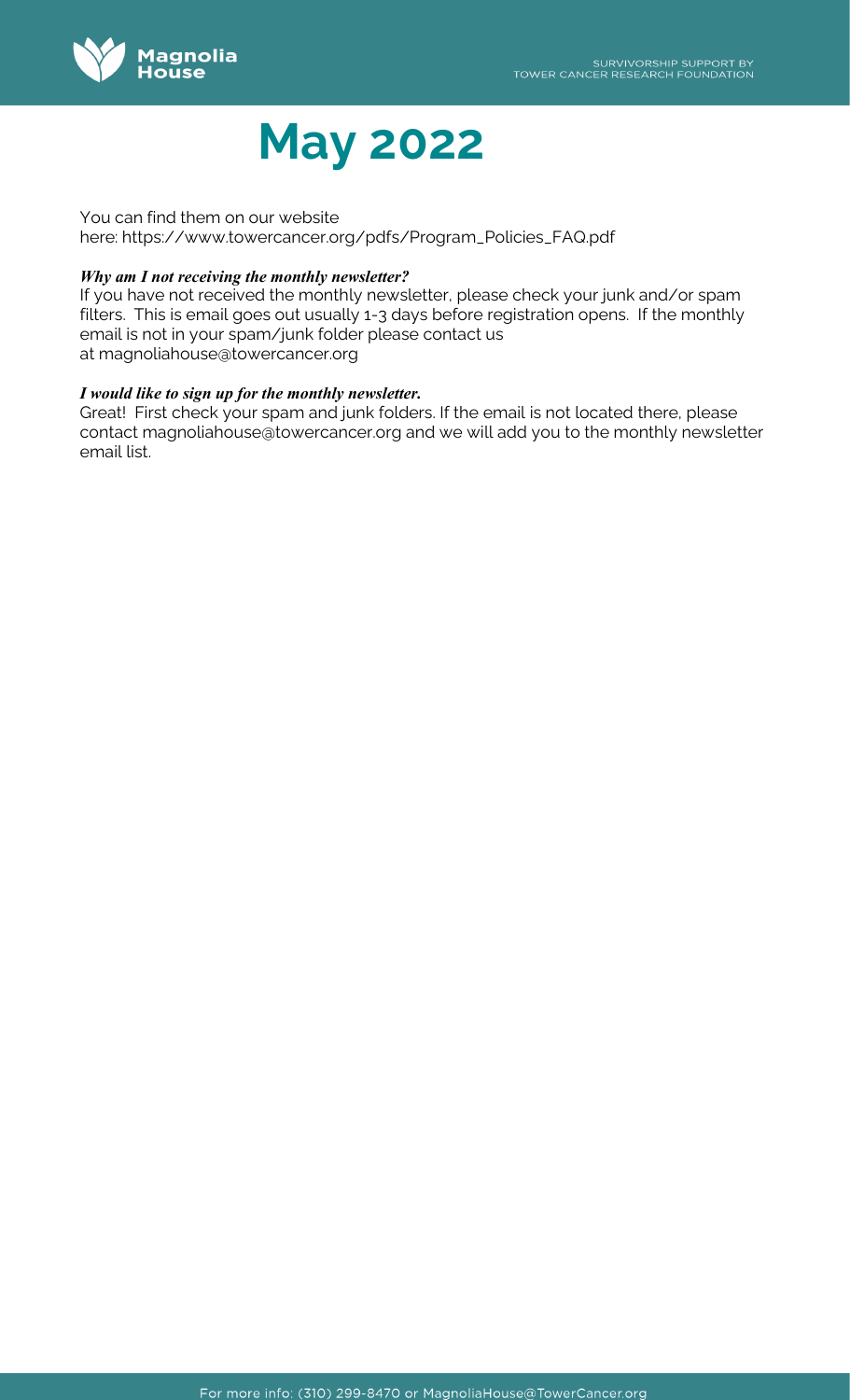# May 2022

You can find them on our website here: https://www.towercancer.org/pdfs/Program_Policies_FAQ.pdf

***Why am I not receiving the monthly newsletter?***
If you have not received the monthly newsletter, please check your junk and/or spam filters. This is email goes out usually 1-3 days before registration opens. If the monthly email is not in your spam/junk folder please contact us at magnoliahouse@towercancer.org

***I would like to sign up for the monthly newsletter.***
Great! First check your spam and junk folders. If the email is not located there, please contact magnoliahouse@towercancer.org and we will add you to the monthly newsletter email list.